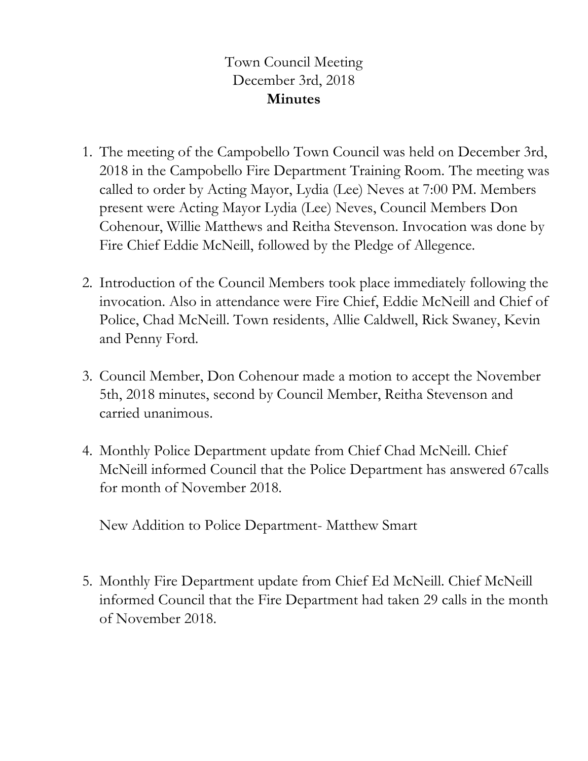Town Council Meeting
December 3rd, 2018
**Minutes**

1. The meeting of the Campobello Town Council was held on December 3rd, 2018 in the Campobello Fire Department Training Room. The meeting was called to order by Acting Mayor, Lydia (Lee) Neves at 7:00 PM. Members present were Acting Mayor Lydia (Lee) Neves, Council Members Don Cohenour, Willie Matthews and Reitha Stevenson. Invocation was done by Fire Chief Eddie McNeill, followed by the Pledge of Allegence.

2. Introduction of the Council Members took place immediately following the invocation. Also in attendance were Fire Chief, Eddie McNeill and Chief of Police, Chad McNeill. Town residents, Allie Caldwell, Rick Swaney, Kevin and Penny Ford.

3. Council Member, Don Cohenour made a motion to accept the November 5th, 2018 minutes, second by Council Member, Reitha Stevenson and carried unanimous.

4. Monthly Police Department update from Chief Chad McNeill. Chief McNeill informed Council that the Police Department has answered 67calls for month of November 2018.

   New Addition to Police Department- Matthew Smart

5. Monthly Fire Department update from Chief Ed McNeill. Chief McNeill informed Council that the Fire Department had taken 29 calls in the month of November 2018.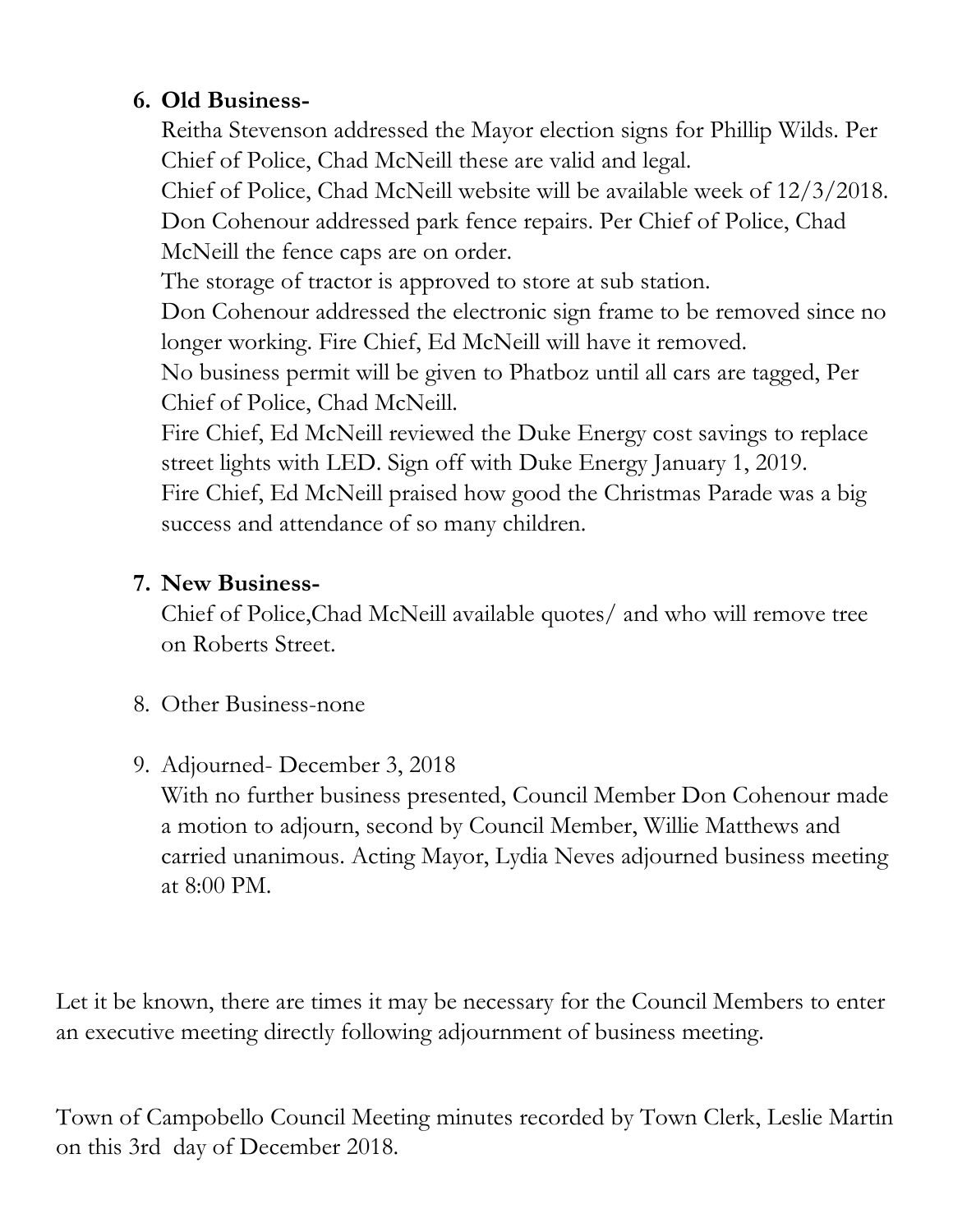6. **Old Business-**

   Reitha Stevenson addressed the Mayor election signs for Phillip Wilds. Per Chief of Police, Chad McNeill these are valid and legal.
   Chief of Police, Chad McNeill website will be available week of 12/3/2018.
   Don Cohenour addressed park fence repairs. Per Chief of Police, Chad McNeill the fence caps are on order.
   The storage of tractor is approved to store at sub station.
   Don Cohenour addressed the electronic sign frame to be removed since no longer working. Fire Chief, Ed McNeill will have it removed.
   No business permit will be given to Phatboz until all cars are tagged, Per Chief of Police, Chad McNeill.
   Fire Chief, Ed McNeill reviewed the Duke Energy cost savings to replace street lights with LED. Sign off with Duke Energy January 1, 2019.
   Fire Chief, Ed McNeill praised how good the Christmas Parade was a big success and attendance of so many children.

7. **New Business-**

   Chief of Police,Chad McNeill available quotes/ and who will remove tree on Roberts Street.

8. Other Business-none

9. Adjourned- December 3, 2018

   With no further business presented, Council Member Don Cohenour made a motion to adjourn, second by Council Member, Willie Matthews and carried unanimous. Acting Mayor, Lydia Neves adjourned business meeting at 8:00 PM.

Let it be known, there are times it may be necessary for the Council Members to enter an executive meeting directly following adjournment of business meeting.

Town of Campobello Council Meeting minutes recorded by Town Clerk, Leslie Martin on this 3rd day of December 2018.